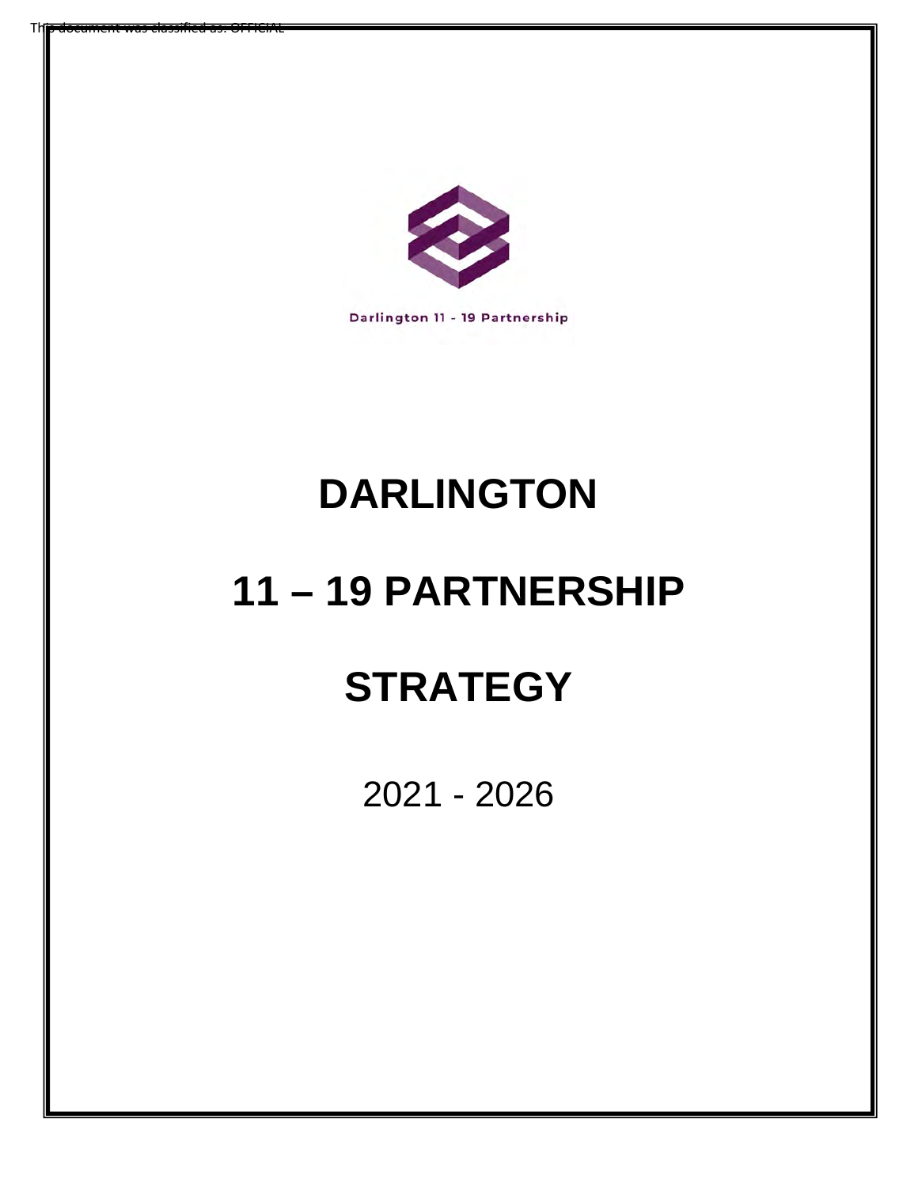This document was classified as: OFFICIAL

Darlington 11 - 19 Partnership

# DARLINGTON

# 11 – 19 PARTNERSHIP

# STRATEGY

2021 - 2026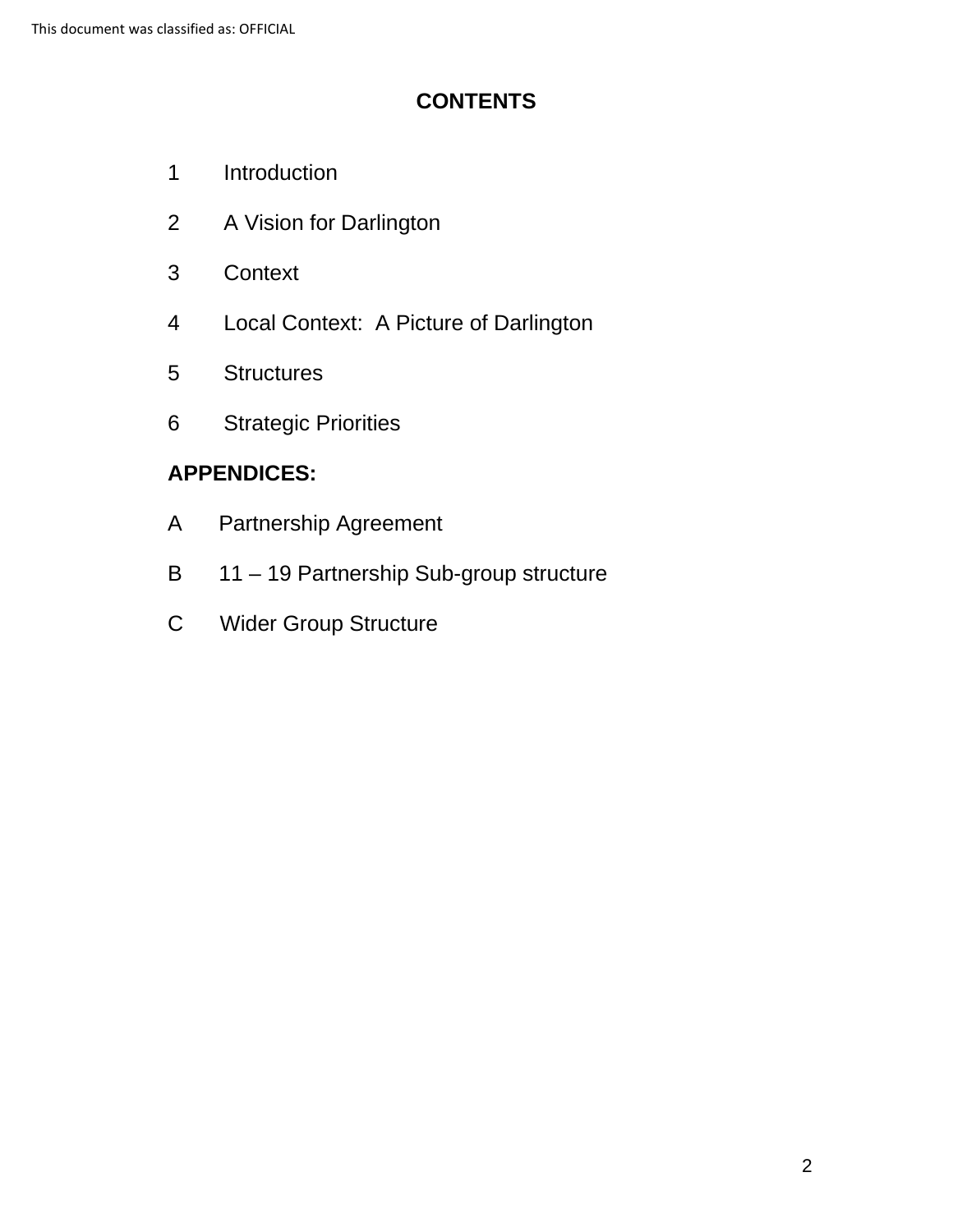# CONTENTS

1 Introduction

2 A Vision for Darlington

3 Context

4 Local Context: A Picture of Darlington

5 Structures

6 Strategic Priorities

**APPENDICES:**

A Partnership Agreement

B 11 – 19 Partnership Sub-group structure

C Wider Group Structure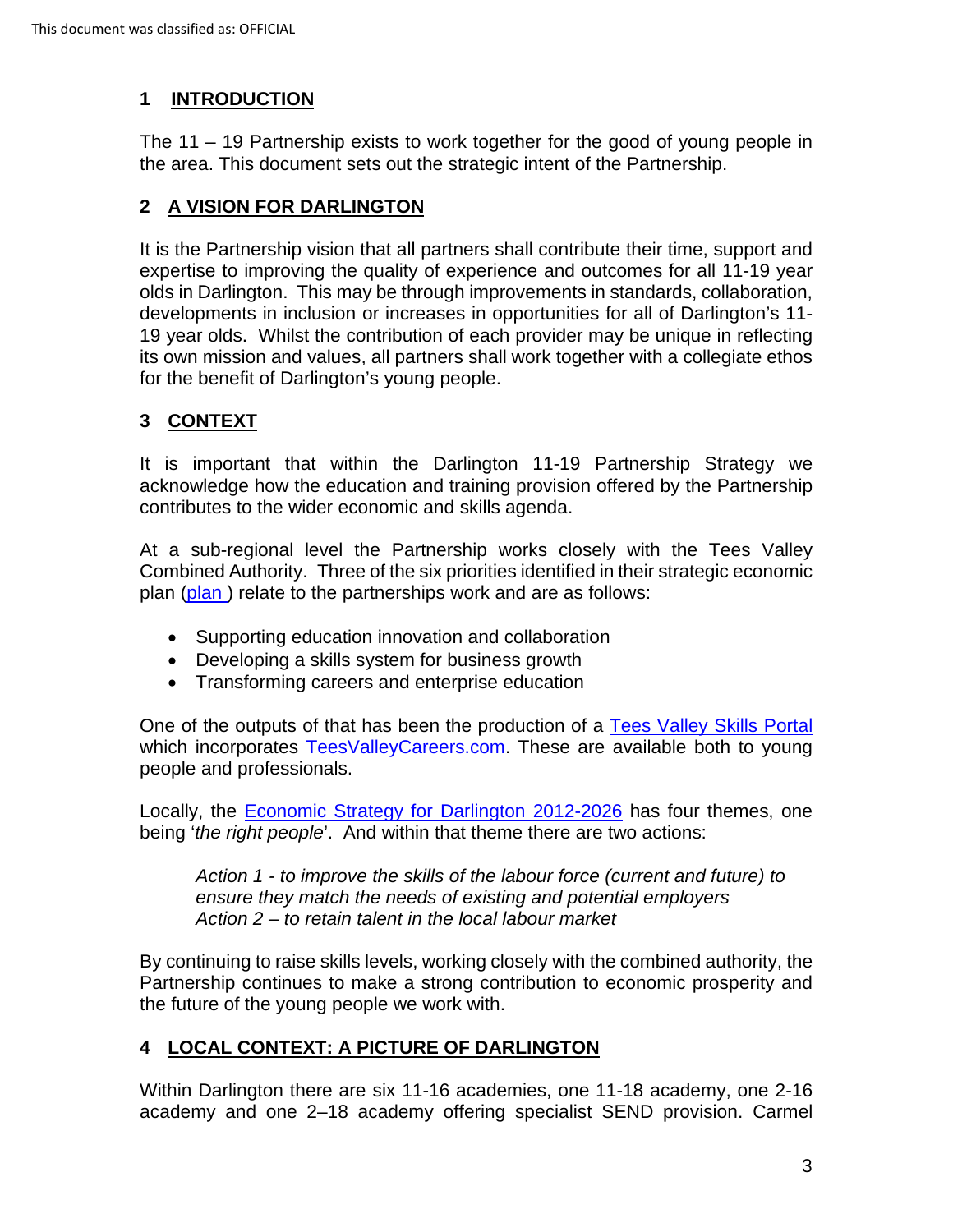## 1 INTRODUCTION

The 11 – 19 Partnership exists to work together for the good of young people in the area. This document sets out the strategic intent of the Partnership.

## 2 A VISION FOR DARLINGTON

It is the Partnership vision that all partners shall contribute their time, support and expertise to improving the quality of experience and outcomes for all 11-19 year olds in Darlington. This may be through improvements in standards, collaboration, developments in inclusion or increases in opportunities for all of Darlington's 11-19 year olds. Whilst the contribution of each provider may be unique in reflecting its own mission and values, all partners shall work together with a collegiate ethos for the benefit of Darlington's young people.

## 3 CONTEXT

It is important that within the Darlington 11-19 Partnership Strategy we acknowledge how the education and training provision offered by the Partnership contributes to the wider economic and skills agenda.

At a sub-regional level the Partnership works closely with the Tees Valley Combined Authority. Three of the six priorities identified in their strategic economic plan (plan ) relate to the partnerships work and are as follows:

- Supporting education innovation and collaboration
- Developing a skills system for business growth
- Transforming careers and enterprise education

One of the outputs of that has been the production of a Tees Valley Skills Portal which incorporates TeesValleyCareers.com. These are available both to young people and professionals.

Locally, the Economic Strategy for Darlington 2012-2026 has four themes, one being '*the right people*'. And within that theme there are two actions:

> *Action 1 - to improve the skills of the labour force (current and future) to ensure they match the needs of existing and potential employers*
> *Action 2 – to retain talent in the local labour market*

By continuing to raise skills levels, working closely with the combined authority, the Partnership continues to make a strong contribution to economic prosperity and the future of the young people we work with.

## 4 LOCAL CONTEXT: A PICTURE OF DARLINGTON

Within Darlington there are six 11-16 academies, one 11-18 academy, one 2-16 academy and one 2–18 academy offering specialist SEND provision. Carmel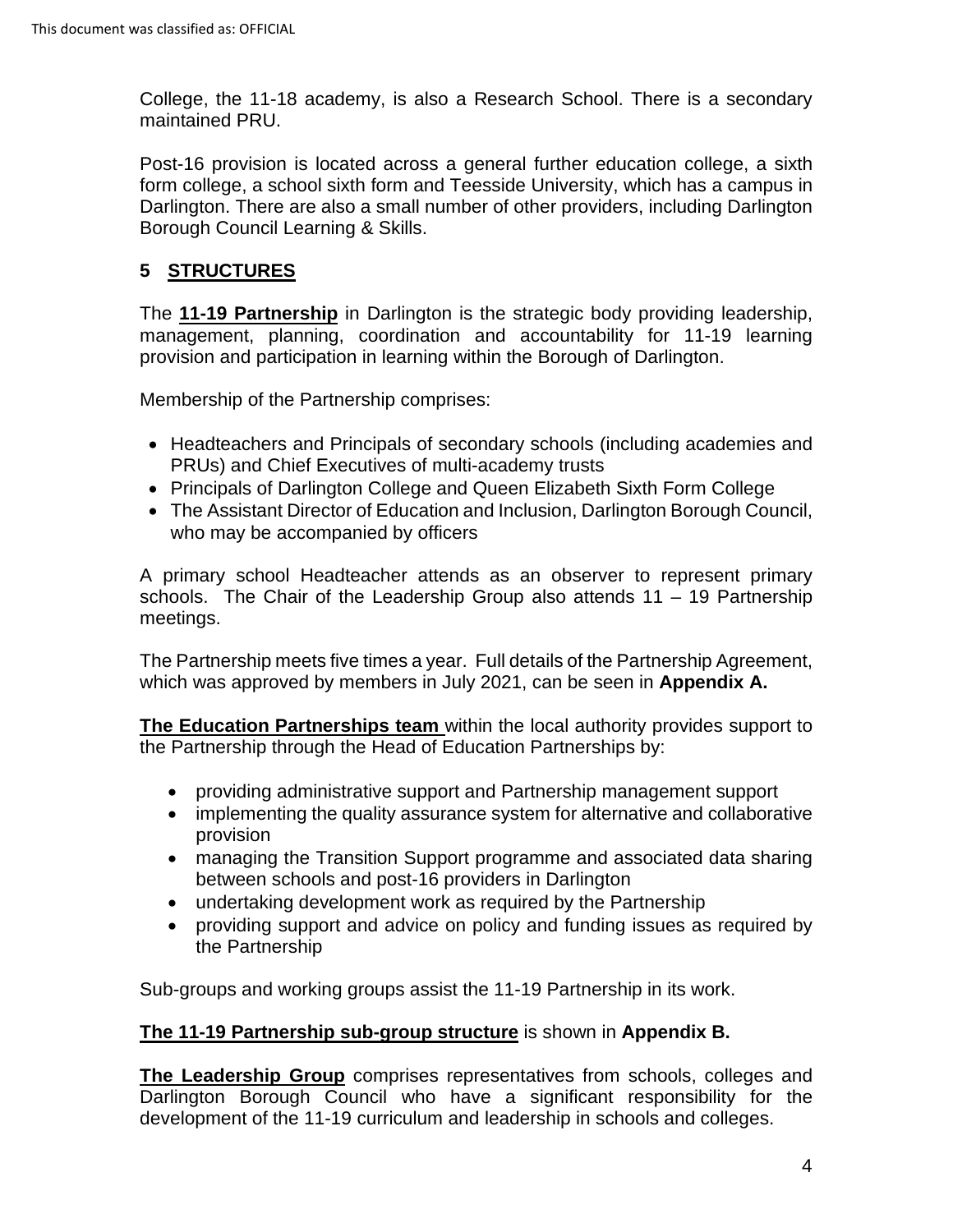College, the 11-18 academy, is also a Research School. There is a secondary maintained PRU.

Post-16 provision is located across a general further education college, a sixth form college, a school sixth form and Teesside University, which has a campus in Darlington. There are also a small number of other providers, including Darlington Borough Council Learning & Skills.

## 5 STRUCTURES

The **11-19 Partnership** in Darlington is the strategic body providing leadership, management, planning, coordination and accountability for 11-19 learning provision and participation in learning within the Borough of Darlington.

Membership of the Partnership comprises:

- Headteachers and Principals of secondary schools (including academies and PRUs) and Chief Executives of multi-academy trusts
- Principals of Darlington College and Queen Elizabeth Sixth Form College
- The Assistant Director of Education and Inclusion, Darlington Borough Council, who may be accompanied by officers

A primary school Headteacher attends as an observer to represent primary schools. The Chair of the Leadership Group also attends 11 – 19 Partnership meetings.

The Partnership meets five times a year. Full details of the Partnership Agreement, which was approved by members in July 2021, can be seen in **Appendix A.**

**The Education Partnerships team** within the local authority provides support to the Partnership through the Head of Education Partnerships by:

- providing administrative support and Partnership management support
- implementing the quality assurance system for alternative and collaborative provision
- managing the Transition Support programme and associated data sharing between schools and post-16 providers in Darlington
- undertaking development work as required by the Partnership
- providing support and advice on policy and funding issues as required by the Partnership

Sub-groups and working groups assist the 11-19 Partnership in its work.

**The 11-19 Partnership sub-group structure** is shown in **Appendix B.**

**The Leadership Group** comprises representatives from schools, colleges and Darlington Borough Council who have a significant responsibility for the development of the 11-19 curriculum and leadership in schools and colleges.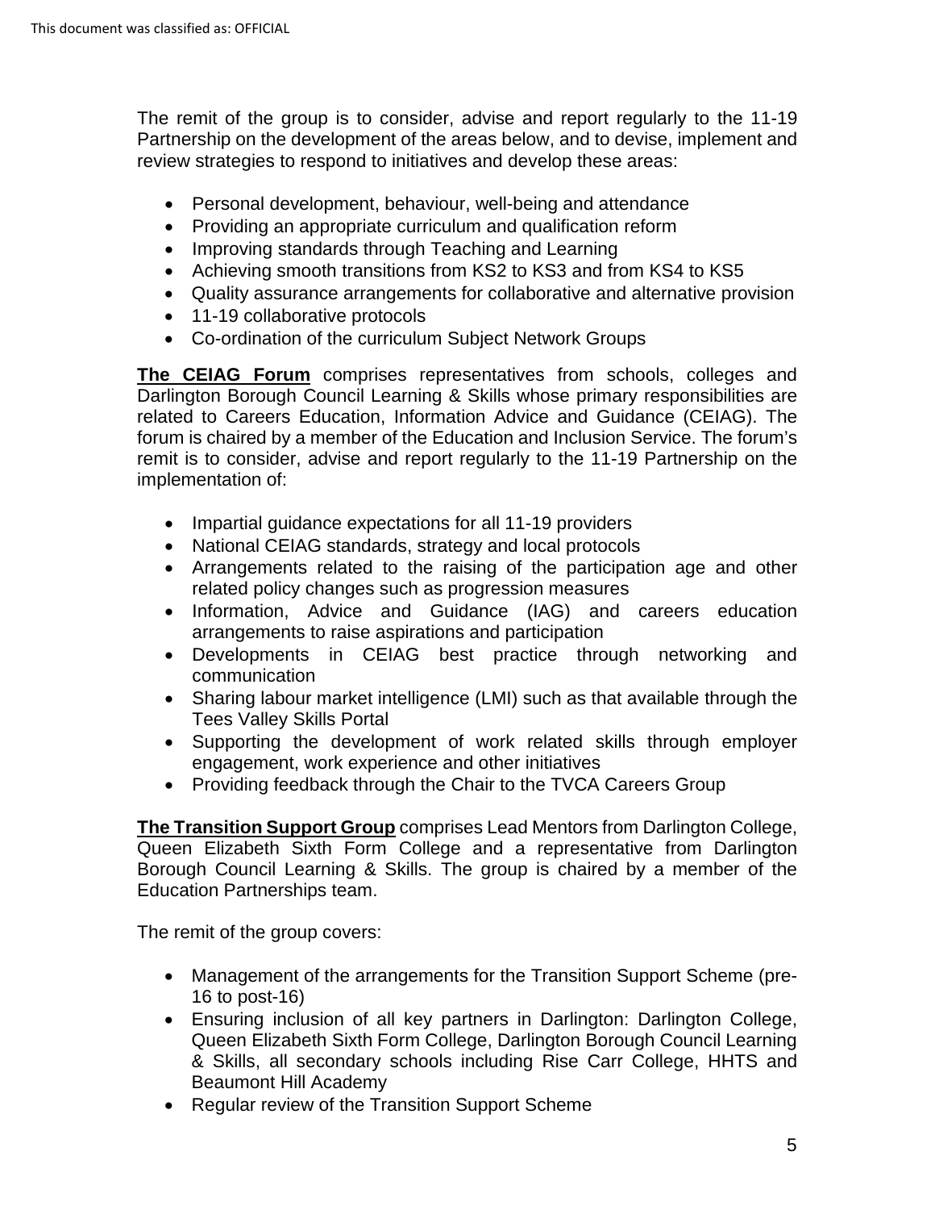The remit of the group is to consider, advise and report regularly to the 11-19 Partnership on the development of the areas below, and to devise, implement and review strategies to respond to initiatives and develop these areas:

- Personal development, behaviour, well-being and attendance
- Providing an appropriate curriculum and qualification reform
- Improving standards through Teaching and Learning
- Achieving smooth transitions from KS2 to KS3 and from KS4 to KS5
- Quality assurance arrangements for collaborative and alternative provision
- 11-19 collaborative protocols
- Co-ordination of the curriculum Subject Network Groups

**The CEIAG Forum** comprises representatives from schools, colleges and Darlington Borough Council Learning & Skills whose primary responsibilities are related to Careers Education, Information Advice and Guidance (CEIAG). The forum is chaired by a member of the Education and Inclusion Service. The forum's remit is to consider, advise and report regularly to the 11-19 Partnership on the implementation of:

- Impartial guidance expectations for all 11-19 providers
- National CEIAG standards, strategy and local protocols
- Arrangements related to the raising of the participation age and other related policy changes such as progression measures
- Information, Advice and Guidance (IAG) and careers education arrangements to raise aspirations and participation
- Developments in CEIAG best practice through networking and communication
- Sharing labour market intelligence (LMI) such as that available through the Tees Valley Skills Portal
- Supporting the development of work related skills through employer engagement, work experience and other initiatives
- Providing feedback through the Chair to the TVCA Careers Group

**The Transition Support Group** comprises Lead Mentors from Darlington College, Queen Elizabeth Sixth Form College and a representative from Darlington Borough Council Learning & Skills. The group is chaired by a member of the Education Partnerships team.

The remit of the group covers:

- Management of the arrangements for the Transition Support Scheme (pre-16 to post-16)
- Ensuring inclusion of all key partners in Darlington: Darlington College, Queen Elizabeth Sixth Form College, Darlington Borough Council Learning & Skills, all secondary schools including Rise Carr College, HHTS and Beaumont Hill Academy
- Regular review of the Transition Support Scheme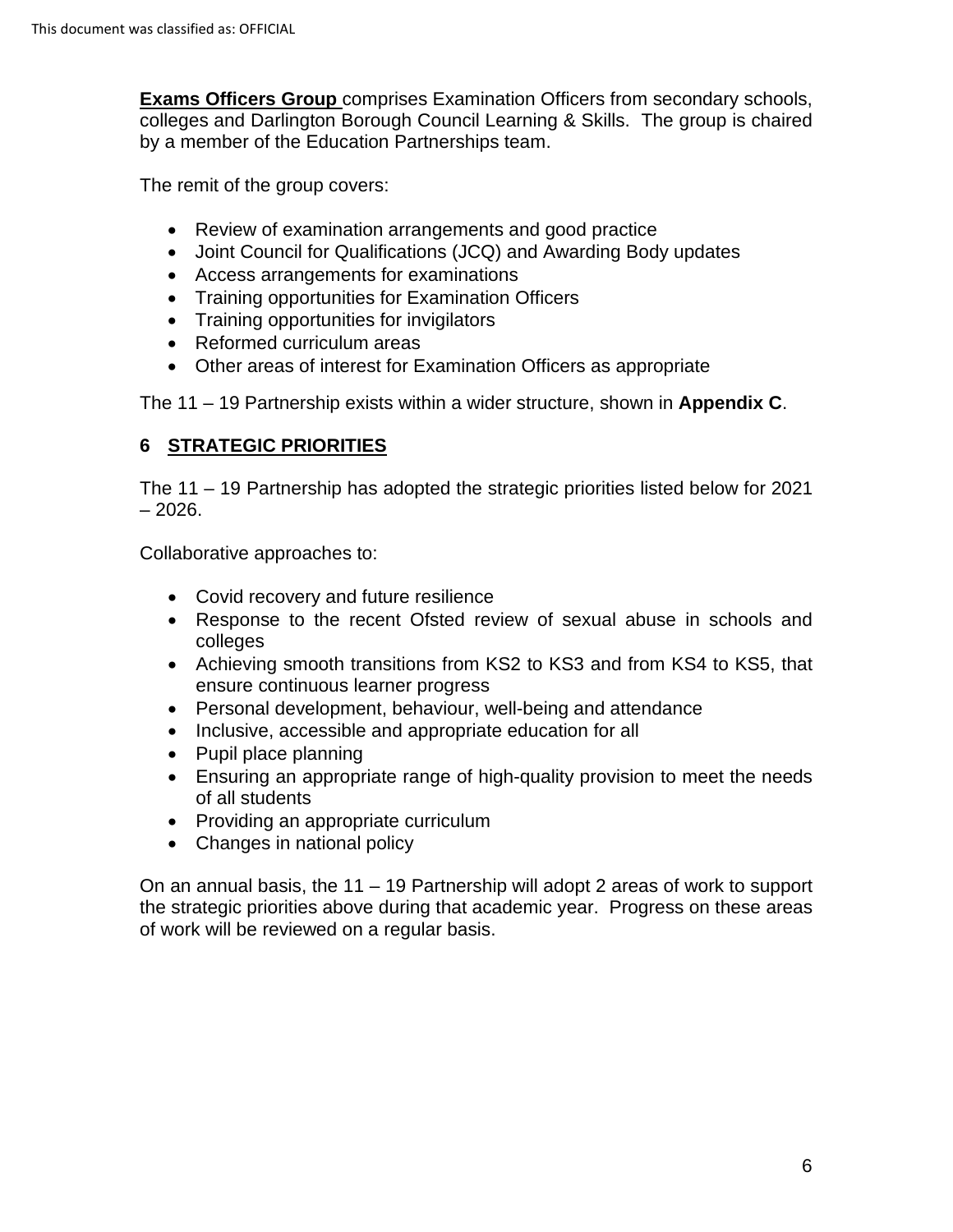**Exams Officers Group** comprises Examination Officers from secondary schools, colleges and Darlington Borough Council Learning & Skills. The group is chaired by a member of the Education Partnerships team.

The remit of the group covers:

- Review of examination arrangements and good practice
- Joint Council for Qualifications (JCQ) and Awarding Body updates
- Access arrangements for examinations
- Training opportunities for Examination Officers
- Training opportunities for invigilators
- Reformed curriculum areas
- Other areas of interest for Examination Officers as appropriate

The 11 – 19 Partnership exists within a wider structure, shown in **Appendix C**.

## 6 STRATEGIC PRIORITIES

The 11 – 19 Partnership has adopted the strategic priorities listed below for 2021 – 2026.

Collaborative approaches to:

- Covid recovery and future resilience
- Response to the recent Ofsted review of sexual abuse in schools and colleges
- Achieving smooth transitions from KS2 to KS3 and from KS4 to KS5, that ensure continuous learner progress
- Personal development, behaviour, well-being and attendance
- Inclusive, accessible and appropriate education for all
- Pupil place planning
- Ensuring an appropriate range of high-quality provision to meet the needs of all students
- Providing an appropriate curriculum
- Changes in national policy

On an annual basis, the 11 – 19 Partnership will adopt 2 areas of work to support the strategic priorities above during that academic year. Progress on these areas of work will be reviewed on a regular basis.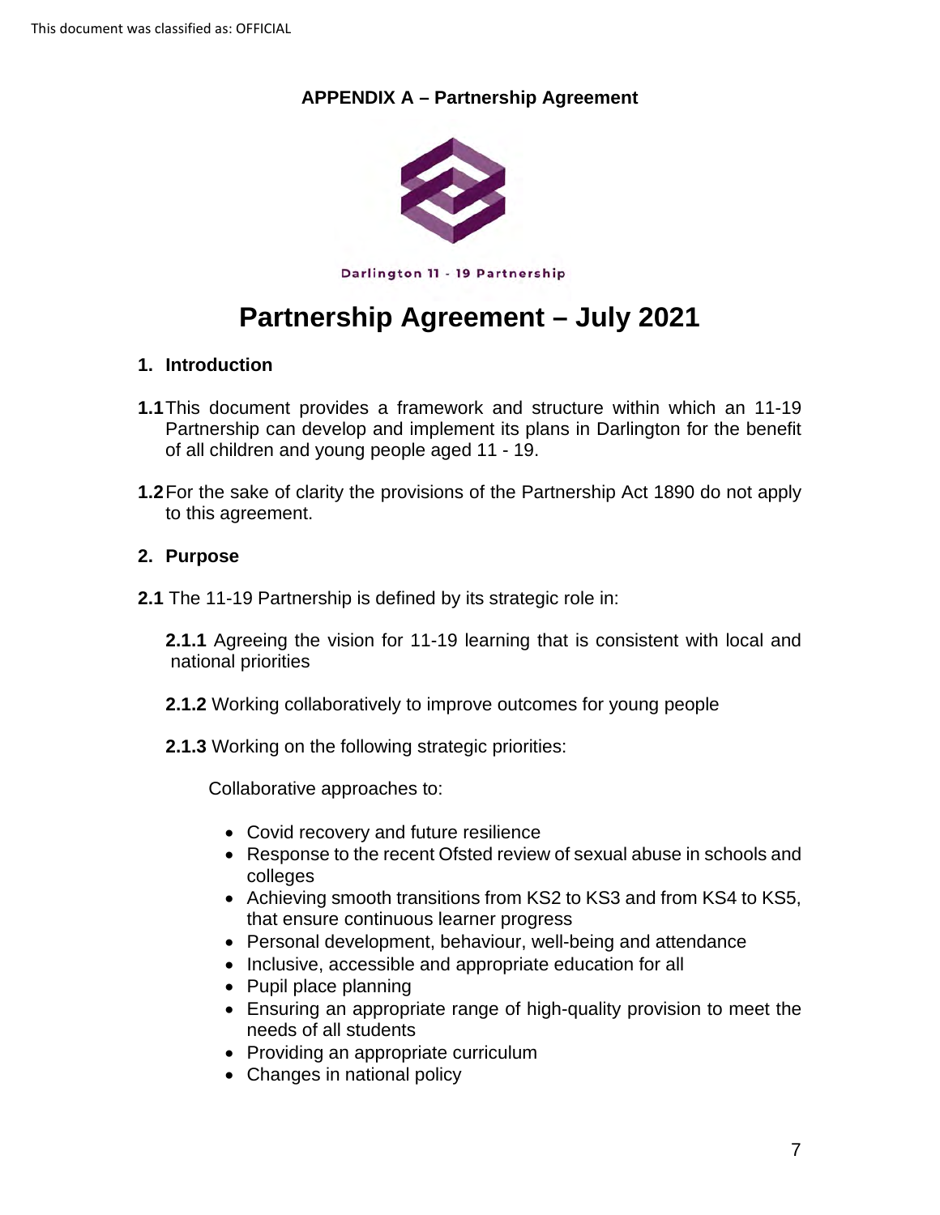**APPENDIX A – Partnership Agreement**

Darlington 11 - 19 Partnership

# Partnership Agreement – July 2021

## 1. Introduction

**1.1** This document provides a framework and structure within which an 11-19 Partnership can develop and implement its plans in Darlington for the benefit of all children and young people aged 11 - 19.

**1.2** For the sake of clarity the provisions of the Partnership Act 1890 do not apply to this agreement.

## 2. Purpose

**2.1** The 11-19 Partnership is defined by its strategic role in:

**2.1.1** Agreeing the vision for 11-19 learning that is consistent with local and national priorities

**2.1.2** Working collaboratively to improve outcomes for young people

**2.1.3** Working on the following strategic priorities:

Collaborative approaches to:

- Covid recovery and future resilience
- Response to the recent Ofsted review of sexual abuse in schools and colleges
- Achieving smooth transitions from KS2 to KS3 and from KS4 to KS5, that ensure continuous learner progress
- Personal development, behaviour, well-being and attendance
- Inclusive, accessible and appropriate education for all
- Pupil place planning
- Ensuring an appropriate range of high-quality provision to meet the needs of all students
- Providing an appropriate curriculum
- Changes in national policy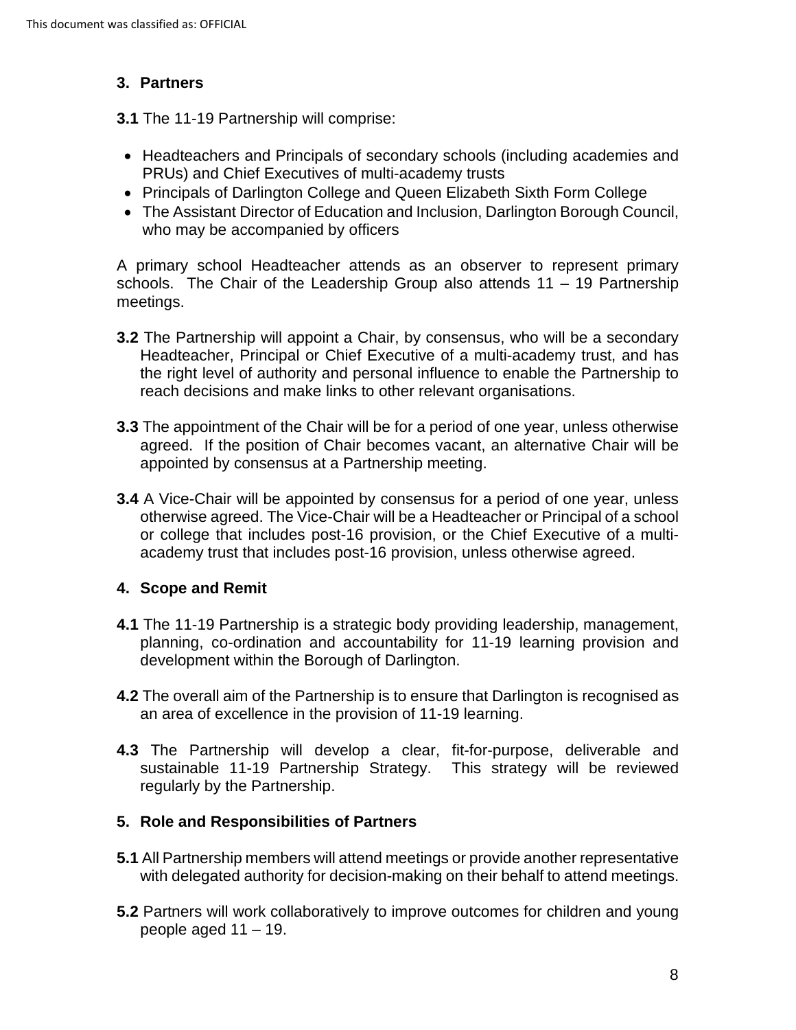## 3. Partners

**3.1** The 11-19 Partnership will comprise:

- Headteachers and Principals of secondary schools (including academies and PRUs) and Chief Executives of multi-academy trusts
- Principals of Darlington College and Queen Elizabeth Sixth Form College
- The Assistant Director of Education and Inclusion, Darlington Borough Council, who may be accompanied by officers

A primary school Headteacher attends as an observer to represent primary schools. The Chair of the Leadership Group also attends 11 – 19 Partnership meetings.

**3.2** The Partnership will appoint a Chair, by consensus, who will be a secondary Headteacher, Principal or Chief Executive of a multi-academy trust, and has the right level of authority and personal influence to enable the Partnership to reach decisions and make links to other relevant organisations.

**3.3** The appointment of the Chair will be for a period of one year, unless otherwise agreed. If the position of Chair becomes vacant, an alternative Chair will be appointed by consensus at a Partnership meeting.

**3.4** A Vice-Chair will be appointed by consensus for a period of one year, unless otherwise agreed. The Vice-Chair will be a Headteacher or Principal of a school or college that includes post-16 provision, or the Chief Executive of a multi-academy trust that includes post-16 provision, unless otherwise agreed.

## 4. Scope and Remit

**4.1** The 11-19 Partnership is a strategic body providing leadership, management, planning, co-ordination and accountability for 11-19 learning provision and development within the Borough of Darlington.

**4.2** The overall aim of the Partnership is to ensure that Darlington is recognised as an area of excellence in the provision of 11-19 learning.

**4.3** The Partnership will develop a clear, fit-for-purpose, deliverable and sustainable 11-19 Partnership Strategy. This strategy will be reviewed regularly by the Partnership.

## 5. Role and Responsibilities of Partners

**5.1** All Partnership members will attend meetings or provide another representative with delegated authority for decision-making on their behalf to attend meetings.

**5.2** Partners will work collaboratively to improve outcomes for children and young people aged 11 – 19.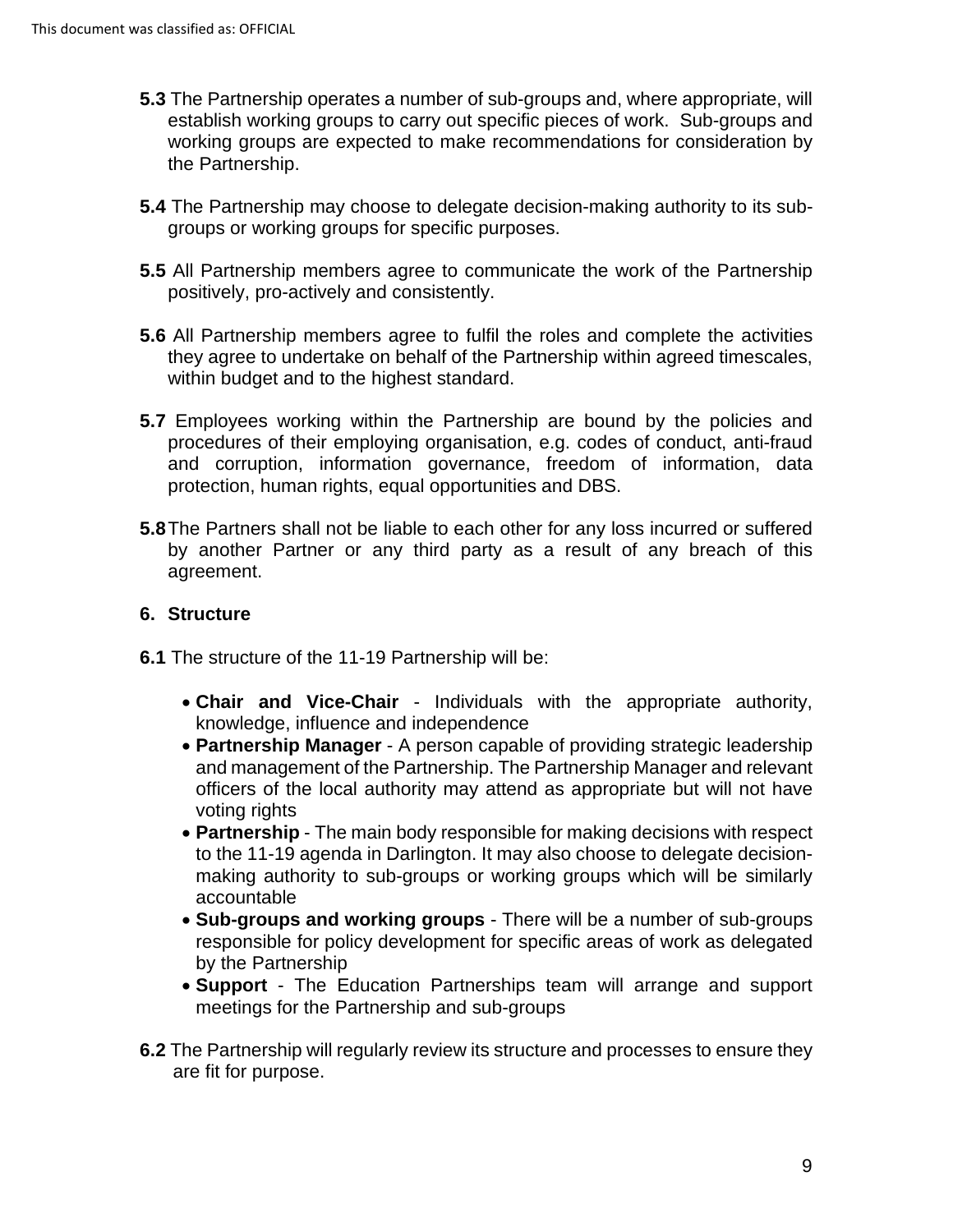**5.3** The Partnership operates a number of sub-groups and, where appropriate, will establish working groups to carry out specific pieces of work. Sub-groups and working groups are expected to make recommendations for consideration by the Partnership.

**5.4** The Partnership may choose to delegate decision-making authority to its sub-groups or working groups for specific purposes.

**5.5** All Partnership members agree to communicate the work of the Partnership positively, pro-actively and consistently.

**5.6** All Partnership members agree to fulfil the roles and complete the activities they agree to undertake on behalf of the Partnership within agreed timescales, within budget and to the highest standard.

**5.7** Employees working within the Partnership are bound by the policies and procedures of their employing organisation, e.g. codes of conduct, anti-fraud and corruption, information governance, freedom of information, data protection, human rights, equal opportunities and DBS.

**5.8** The Partners shall not be liable to each other for any loss incurred or suffered by another Partner or any third party as a result of any breach of this agreement.

## 6. Structure

**6.1** The structure of the 11-19 Partnership will be:

- **Chair and Vice-Chair** - Individuals with the appropriate authority, knowledge, influence and independence
- **Partnership Manager** - A person capable of providing strategic leadership and management of the Partnership. The Partnership Manager and relevant officers of the local authority may attend as appropriate but will not have voting rights
- **Partnership** - The main body responsible for making decisions with respect to the 11-19 agenda in Darlington. It may also choose to delegate decision-making authority to sub-groups or working groups which will be similarly accountable
- **Sub-groups and working groups** - There will be a number of sub-groups responsible for policy development for specific areas of work as delegated by the Partnership
- **Support** - The Education Partnerships team will arrange and support meetings for the Partnership and sub-groups

**6.2** The Partnership will regularly review its structure and processes to ensure they are fit for purpose.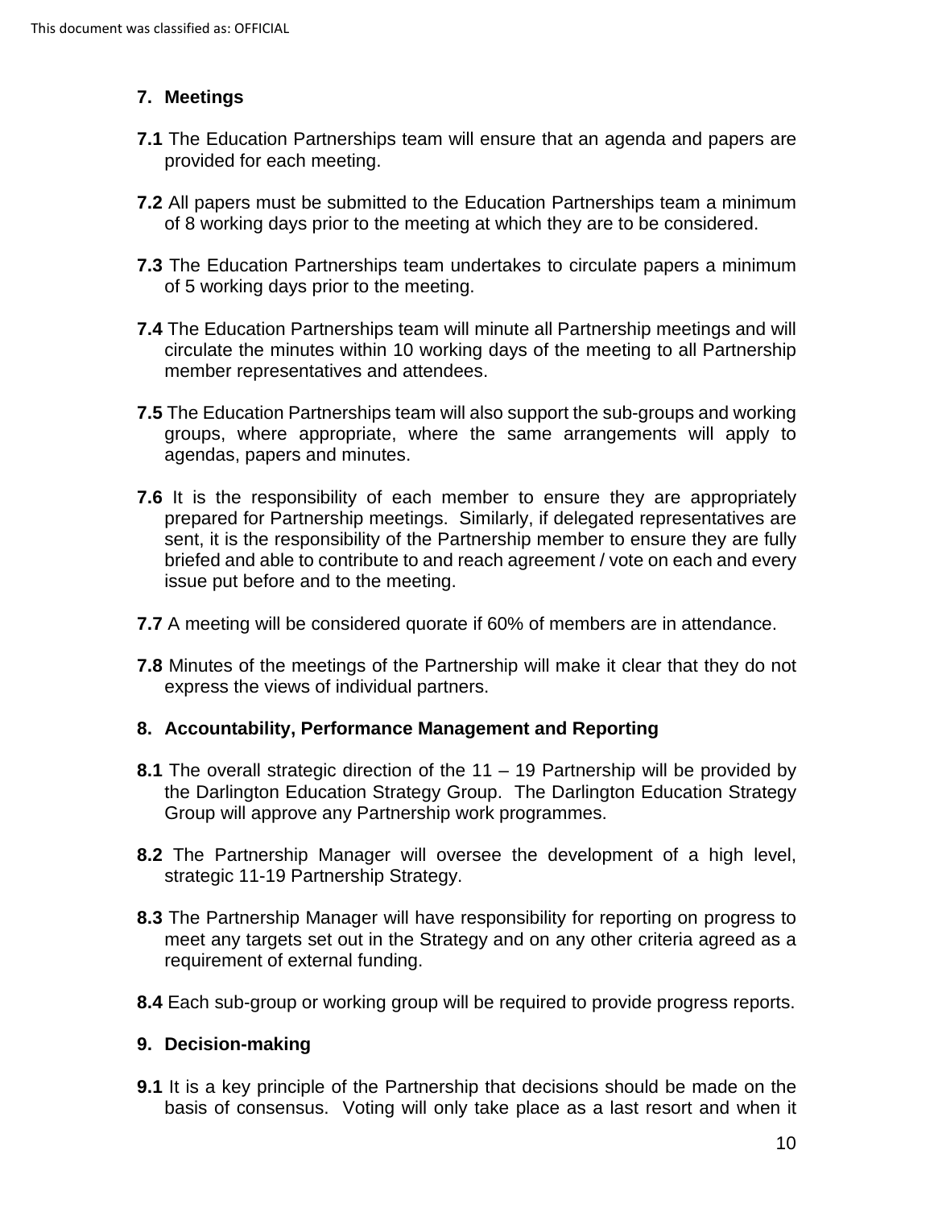## 7. Meetings

**7.1** The Education Partnerships team will ensure that an agenda and papers are provided for each meeting.

**7.2** All papers must be submitted to the Education Partnerships team a minimum of 8 working days prior to the meeting at which they are to be considered.

**7.3** The Education Partnerships team undertakes to circulate papers a minimum of 5 working days prior to the meeting.

**7.4** The Education Partnerships team will minute all Partnership meetings and will circulate the minutes within 10 working days of the meeting to all Partnership member representatives and attendees.

**7.5** The Education Partnerships team will also support the sub-groups and working groups, where appropriate, where the same arrangements will apply to agendas, papers and minutes.

**7.6** It is the responsibility of each member to ensure they are appropriately prepared for Partnership meetings. Similarly, if delegated representatives are sent, it is the responsibility of the Partnership member to ensure they are fully briefed and able to contribute to and reach agreement / vote on each and every issue put before and to the meeting.

**7.7** A meeting will be considered quorate if 60% of members are in attendance.

**7.8** Minutes of the meetings of the Partnership will make it clear that they do not express the views of individual partners.

## 8. Accountability, Performance Management and Reporting

**8.1** The overall strategic direction of the 11 – 19 Partnership will be provided by the Darlington Education Strategy Group. The Darlington Education Strategy Group will approve any Partnership work programmes.

**8.2** The Partnership Manager will oversee the development of a high level, strategic 11-19 Partnership Strategy.

**8.3** The Partnership Manager will have responsibility for reporting on progress to meet any targets set out in the Strategy and on any other criteria agreed as a requirement of external funding.

**8.4** Each sub-group or working group will be required to provide progress reports.

## 9. Decision-making

**9.1** It is a key principle of the Partnership that decisions should be made on the basis of consensus. Voting will only take place as a last resort and when it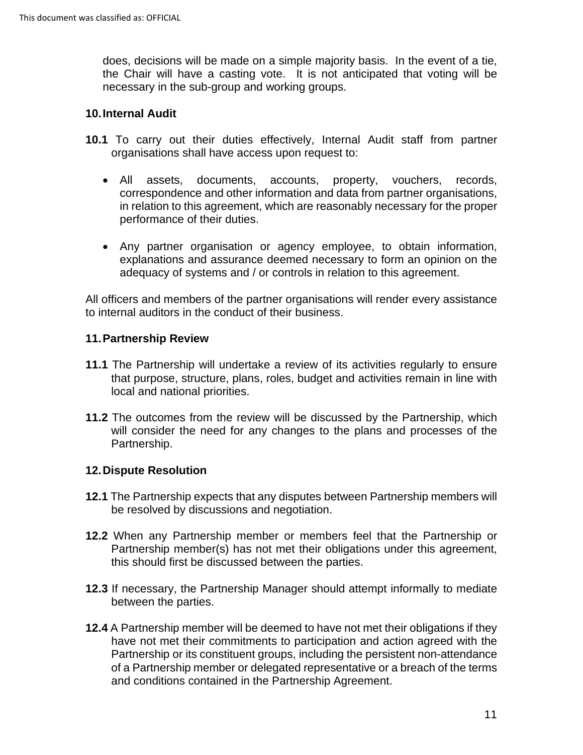does, decisions will be made on a simple majority basis. In the event of a tie, the Chair will have a casting vote. It is not anticipated that voting will be necessary in the sub-group and working groups.

## 10. Internal Audit

**10.1** To carry out their duties effectively, Internal Audit staff from partner organisations shall have access upon request to:

- All assets, documents, accounts, property, vouchers, records, correspondence and other information and data from partner organisations, in relation to this agreement, which are reasonably necessary for the proper performance of their duties.

- Any partner organisation or agency employee, to obtain information, explanations and assurance deemed necessary to form an opinion on the adequacy of systems and / or controls in relation to this agreement.

All officers and members of the partner organisations will render every assistance to internal auditors in the conduct of their business.

## 11. Partnership Review

**11.1** The Partnership will undertake a review of its activities regularly to ensure that purpose, structure, plans, roles, budget and activities remain in line with local and national priorities.

**11.2** The outcomes from the review will be discussed by the Partnership, which will consider the need for any changes to the plans and processes of the Partnership.

## 12. Dispute Resolution

**12.1** The Partnership expects that any disputes between Partnership members will be resolved by discussions and negotiation.

**12.2** When any Partnership member or members feel that the Partnership or Partnership member(s) has not met their obligations under this agreement, this should first be discussed between the parties.

**12.3** If necessary, the Partnership Manager should attempt informally to mediate between the parties.

**12.4** A Partnership member will be deemed to have not met their obligations if they have not met their commitments to participation and action agreed with the Partnership or its constituent groups, including the persistent non-attendance of a Partnership member or delegated representative or a breach of the terms and conditions contained in the Partnership Agreement.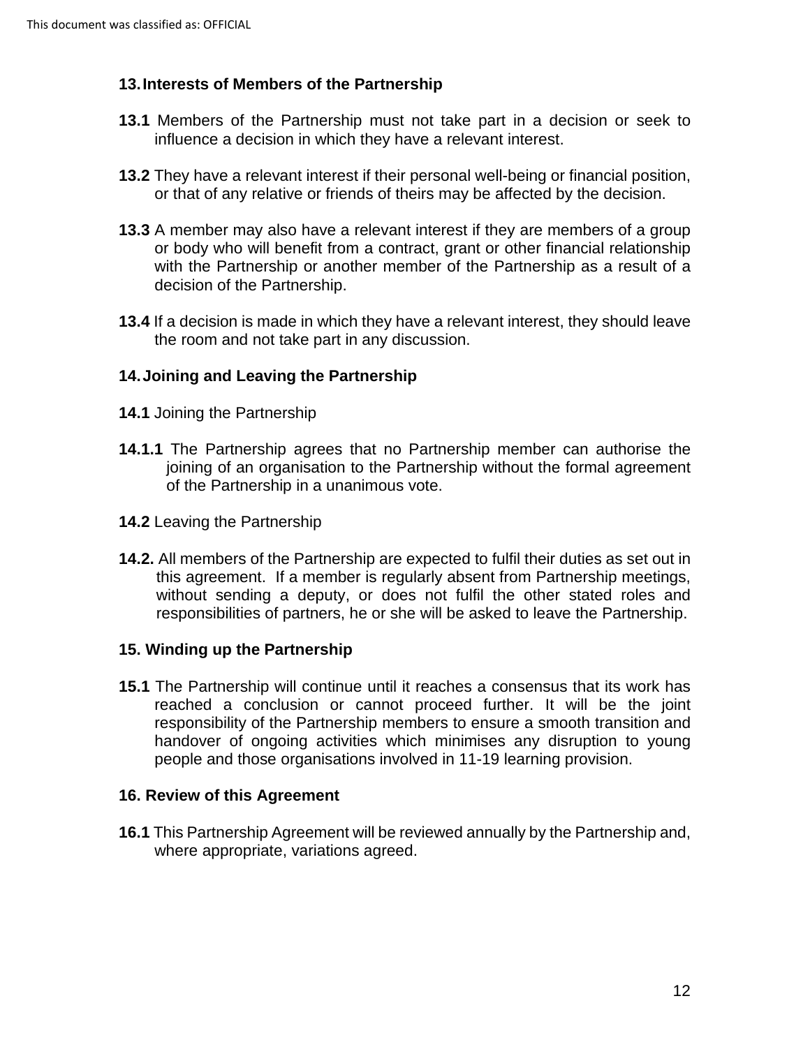## 13. Interests of Members of the Partnership

**13.1** Members of the Partnership must not take part in a decision or seek to influence a decision in which they have a relevant interest.

**13.2** They have a relevant interest if their personal well-being or financial position, or that of any relative or friends of theirs may be affected by the decision.

**13.3** A member may also have a relevant interest if they are members of a group or body who will benefit from a contract, grant or other financial relationship with the Partnership or another member of the Partnership as a result of a decision of the Partnership.

**13.4** If a decision is made in which they have a relevant interest, they should leave the room and not take part in any discussion.

## 14. Joining and Leaving the Partnership

**14.1** Joining the Partnership

**14.1.1** The Partnership agrees that no Partnership member can authorise the joining of an organisation to the Partnership without the formal agreement of the Partnership in a unanimous vote.

**14.2** Leaving the Partnership

**14.2.** All members of the Partnership are expected to fulfil their duties as set out in this agreement. If a member is regularly absent from Partnership meetings, without sending a deputy, or does not fulfil the other stated roles and responsibilities of partners, he or she will be asked to leave the Partnership.

## 15. Winding up the Partnership

**15.1** The Partnership will continue until it reaches a consensus that its work has reached a conclusion or cannot proceed further. It will be the joint responsibility of the Partnership members to ensure a smooth transition and handover of ongoing activities which minimises any disruption to young people and those organisations involved in 11-19 learning provision.

## 16. Review of this Agreement

**16.1** This Partnership Agreement will be reviewed annually by the Partnership and, where appropriate, variations agreed.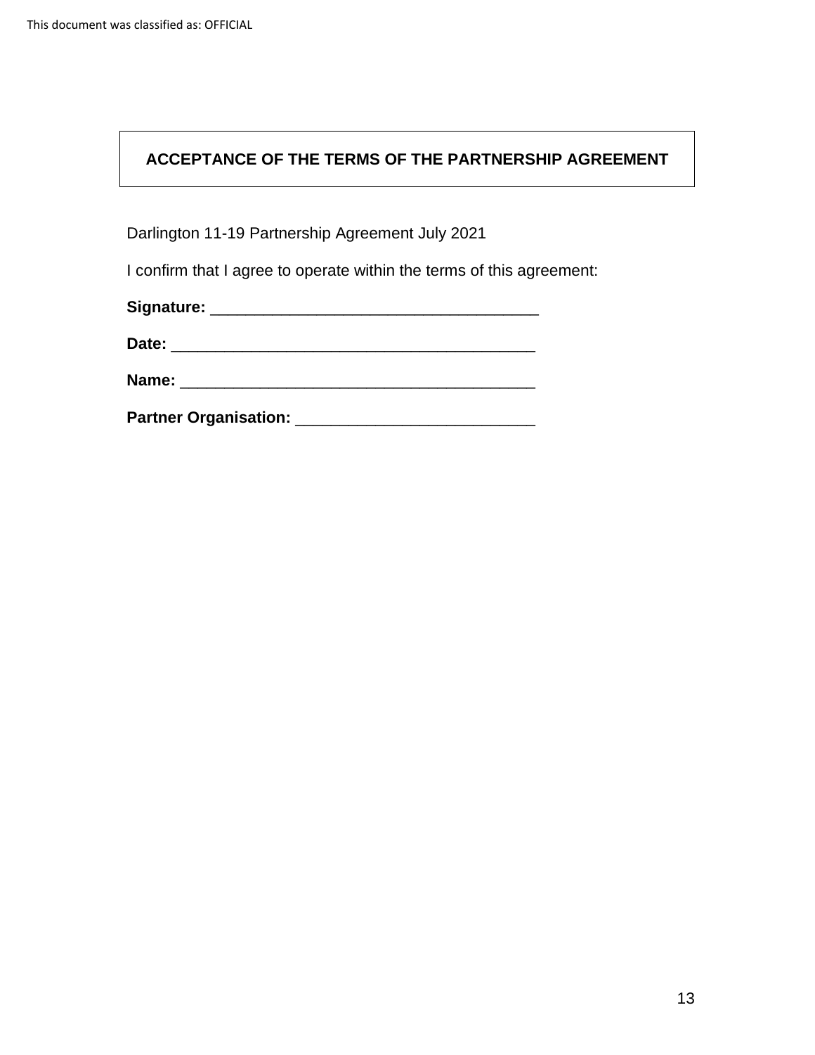## ACCEPTANCE OF THE TERMS OF THE PARTNERSHIP AGREEMENT

Darlington 11-19 Partnership Agreement July 2021

I confirm that I agree to operate within the terms of this agreement:

**Signature:** ____________________________________

**Date:** ________________________________________

**Name:** _______________________________________

**Partner Organisation:** __________________________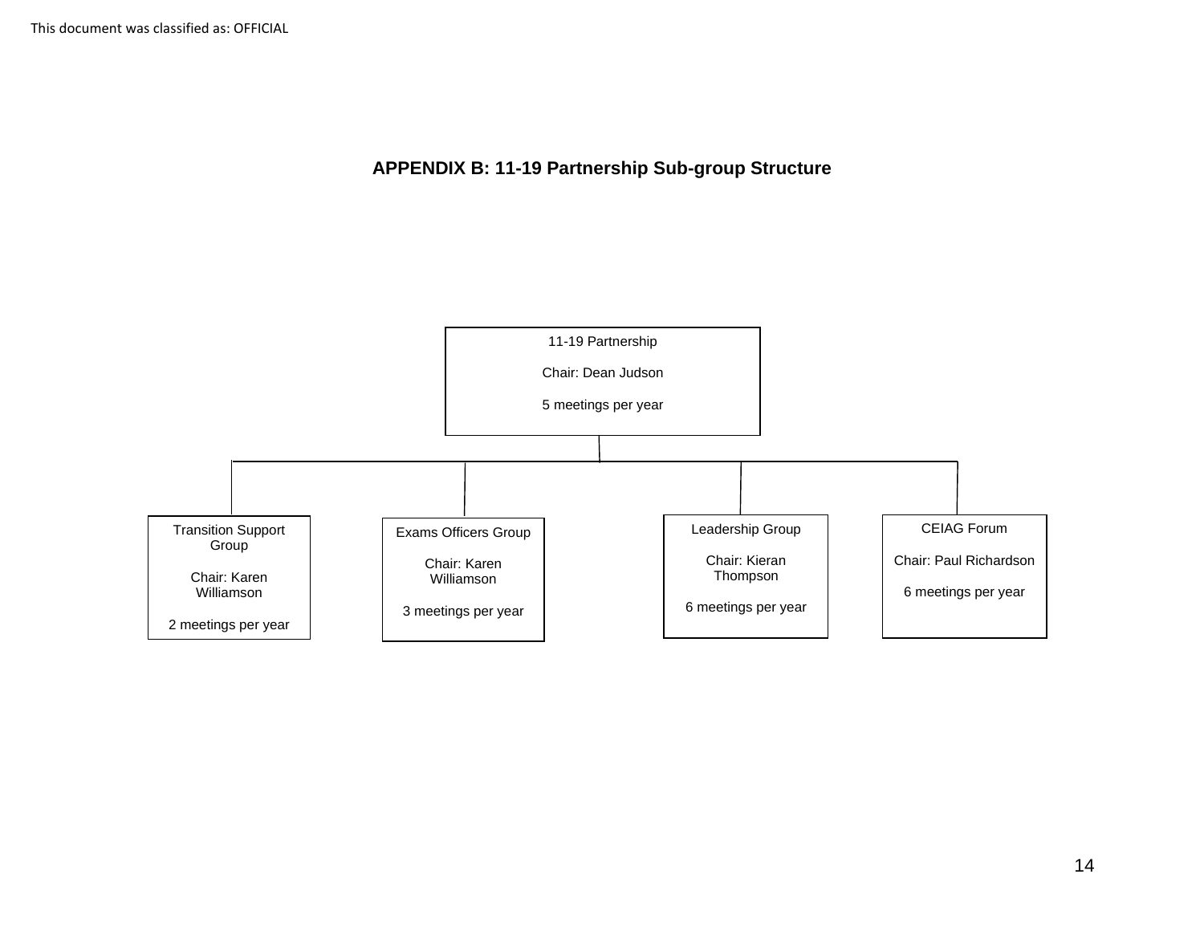## APPENDIX B: 11-19 Partnership Sub-group Structure

**11-19 Partnership**
Chair: Dean Judson
5 meetings per year

- **Transition Support Group**
  Chair: Karen Williamson
  2 meetings per year

- **Exams Officers Group**
  Chair: Karen Williamson
  3 meetings per year

- **Leadership Group**
  Chair: Kieran Thompson
  6 meetings per year

- **CEIAG Forum**
  Chair: Paul Richardson
  6 meetings per year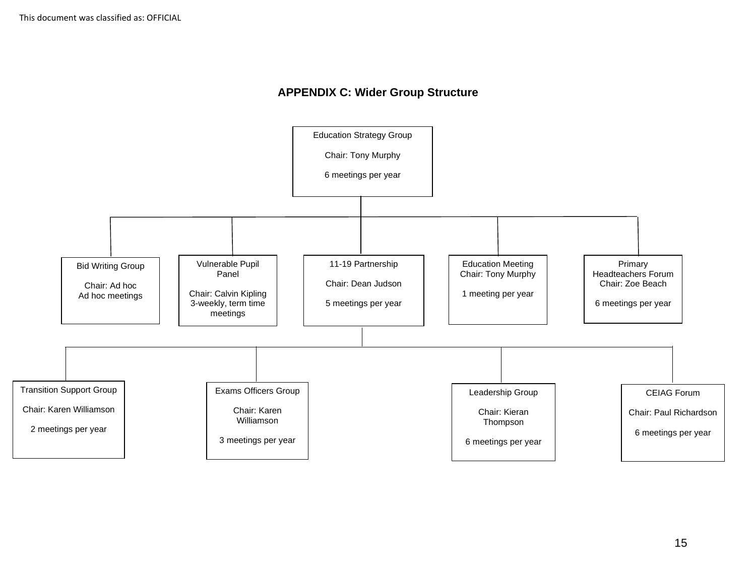## APPENDIX C: Wider Group Structure

Education Strategy Group

Chair: Tony Murphy

6 meetings per year

Bid Writing Group

Chair: Ad hoc
Ad hoc meetings

Vulnerable Pupil Panel

Chair: Calvin Kipling
3-weekly, term time meetings

11-19 Partnership

Chair: Dean Judson

5 meetings per year

Education Meeting
Chair: Tony Murphy

1 meeting per year

Primary Headteachers Forum
Chair: Zoe Beach

6 meetings per year

Transition Support Group

Chair: Karen Williamson

2 meetings per year

Exams Officers Group

Chair: Karen Williamson

3 meetings per year

Leadership Group

Chair: Kieran Thompson

6 meetings per year

CEIAG Forum

Chair: Paul Richardson

6 meetings per year